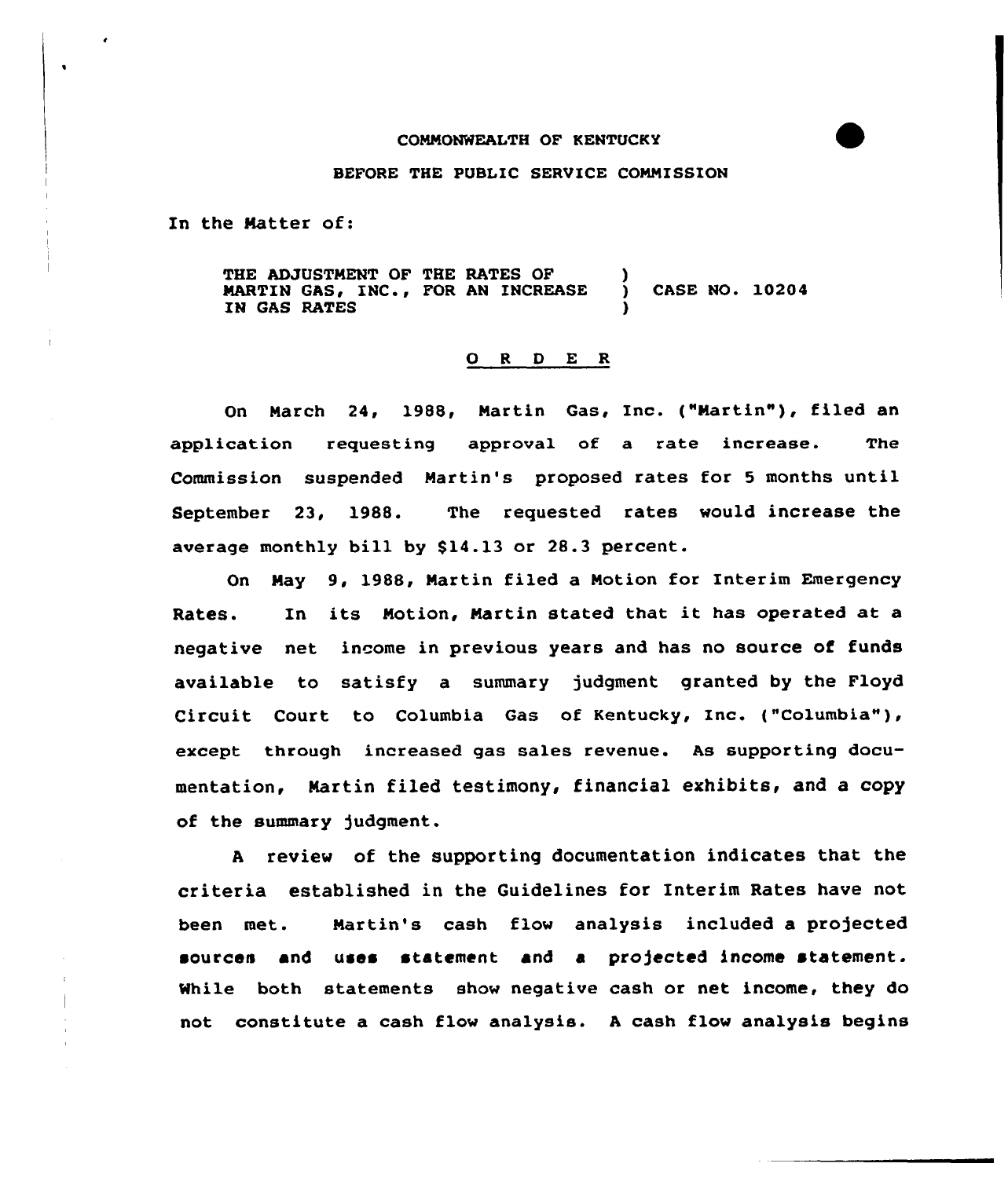COMMONWEALTH OF KENTUCKY

BEFORE THE PUBLIC SERVICE COMMISSION

In the Matter of:

THE ADJUSTMENT OF THE RATES OF MARTIN GAS, INC., FOR AN INCREASE IN GAS RATES ) CASE NO. 10204

# O R D E R

On March 24, 1988, Martin Gas, Inc. ("Martin"), filed an application requesting approval of a rate increase. The Commission suspended Martin's proposed rates for 5 months until September 23, 1988. The requested rates would increase the average monthly bill by $14.13 or 28.3 percent.

On May 9, 1988, Martin filed a Motion for Interim Emergency Rates. In its Motion, Martin stated that it has operated at a negative net income in previous years and has no source of funds available to satisfy a summary judgment granted by the Floyd Circuit Court to Columbia Gas of Kentucky, Inc. ("Columbia"), except through increased gas sales revenue. As supporting documentation, Martin filed testimony, financial exhibits, and a copy of the summary judgment.

A review of the supporting documentation indicates that the criteria established in the Guidelines for Interim Rates have not been met. Martin's cash flow analysis included a projected sources and uses statement and a projected income statement. While both statements show negative cash or net income, they do not constitute a cash flow analysis. A cash flow analysis begins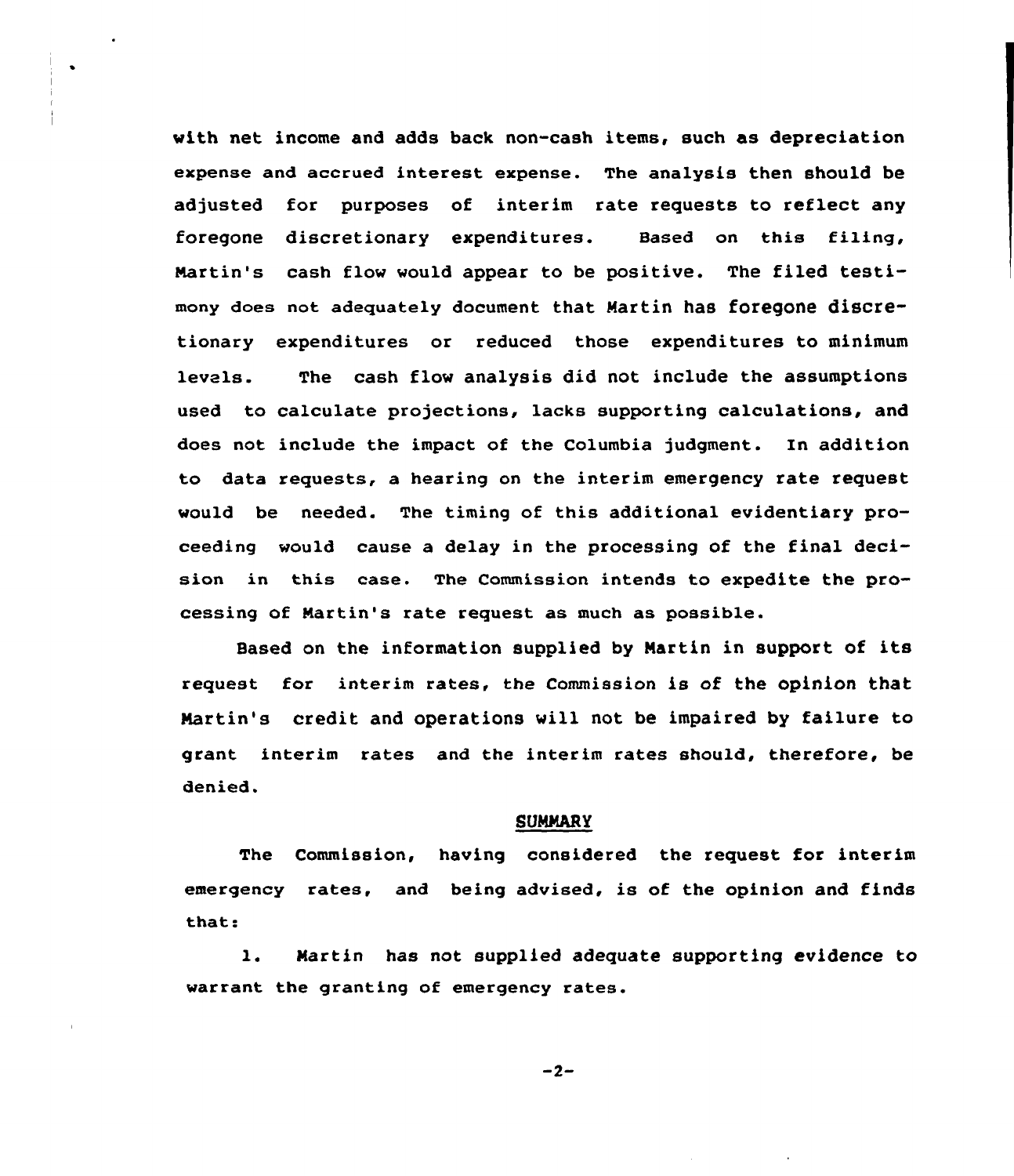with net income and adds back non-cash items, such as depreciation expense and accrued interest expense. The analysis then should be adjusted for purposes of interim rate requests to reflect any foregone discretionary expenditures. Based on this filing, Martin's cash flow would appear to be positive. The filed testimony does not adequately document that Martin has foregone discretionary expenditures or reduced those expenditures to minimum levels. The cash flow analysis did not include the assumptions used to calculate projections, lacks supporting calculations, and does not include the impact of the Columbia judgment. In addition to data requests, a hearing on the interim emergency rate request would be needed. The timing of this additional evidentiary proceeding would cause a delay in the processing of the final decision in this case. The Commission intends to expedite the processing of Martin's rate request as much as possible.

Based on the information supplied by Martin in support of its request for interim rates, the Commission is of the opinion that Martin's credit and operations will not be impaired by failure to grant interim rates and the interim rates should, therefore, be denied.

## SUMMARY

The Commission, having considered the request for interim emergency rates, and being advised, is of the opinion and finds that:

1. Martin has not supplied adequate supporting evidence to warrant the granting of emergency rates.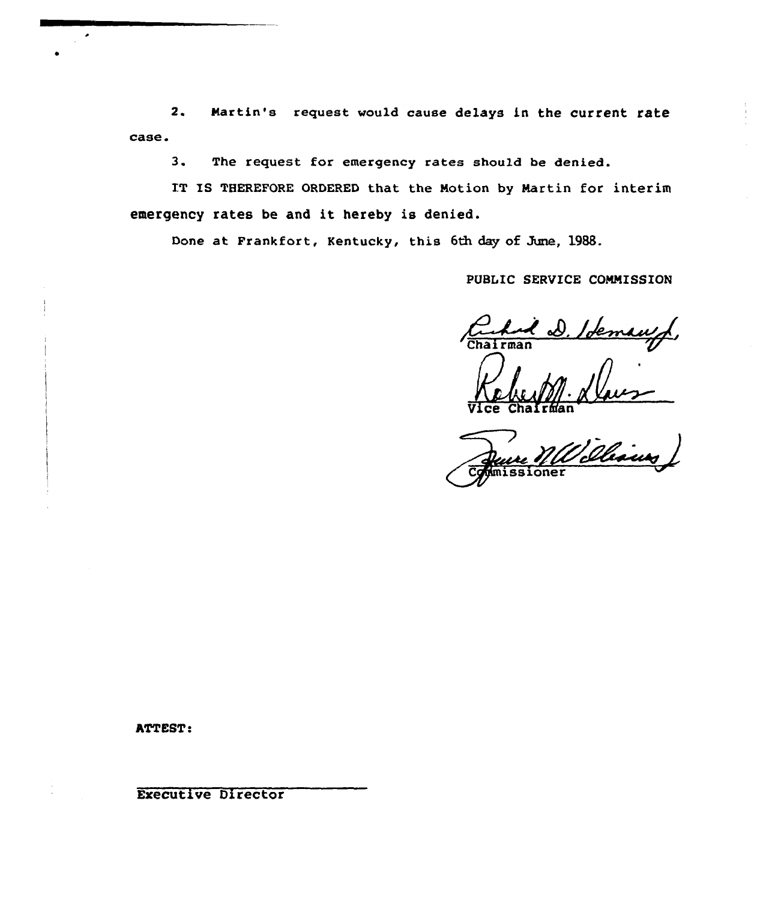2. Martin's request would cause delays in the current rate case.

3. The request for emergency rates should be denied.

IT IS THEREFORE ORDERED that the Motion by Martin for interim emergency rates be and it hereby is denied.

Done at Frankfort, Kentucky, this 6th day of June, 1988.

PUBLIC SERVICE COMMISSION

Chairman

Vice Chairman

Commissioner

ATTEST:

Executive Director